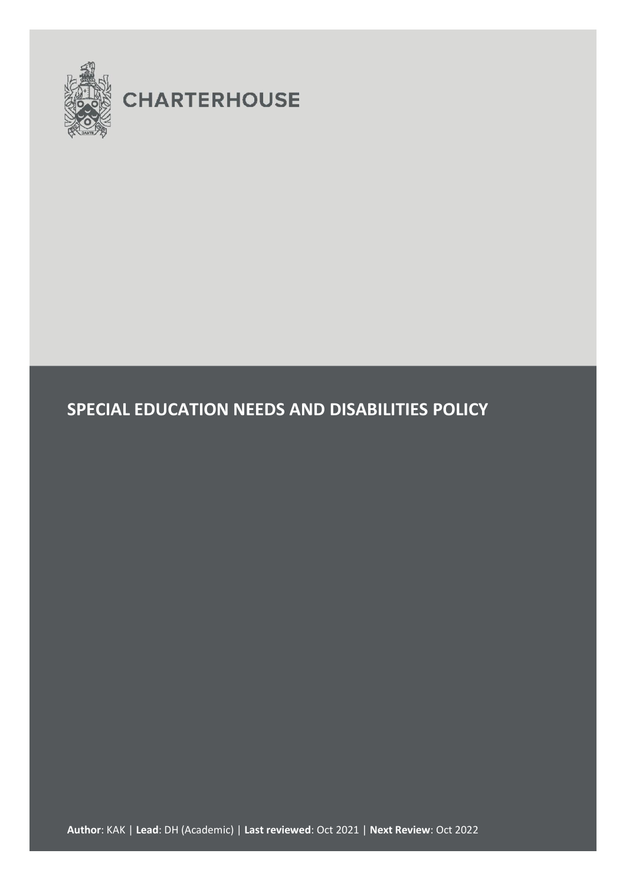CHARTERHOUSE

# SPECIAL EDUCATION NEEDS AND DISABILITIES POLICY

**Author**: KAK | **Lead**: DH (Academic) | **Last reviewed**: Oct 2021 | **Next Review**: Oct 2022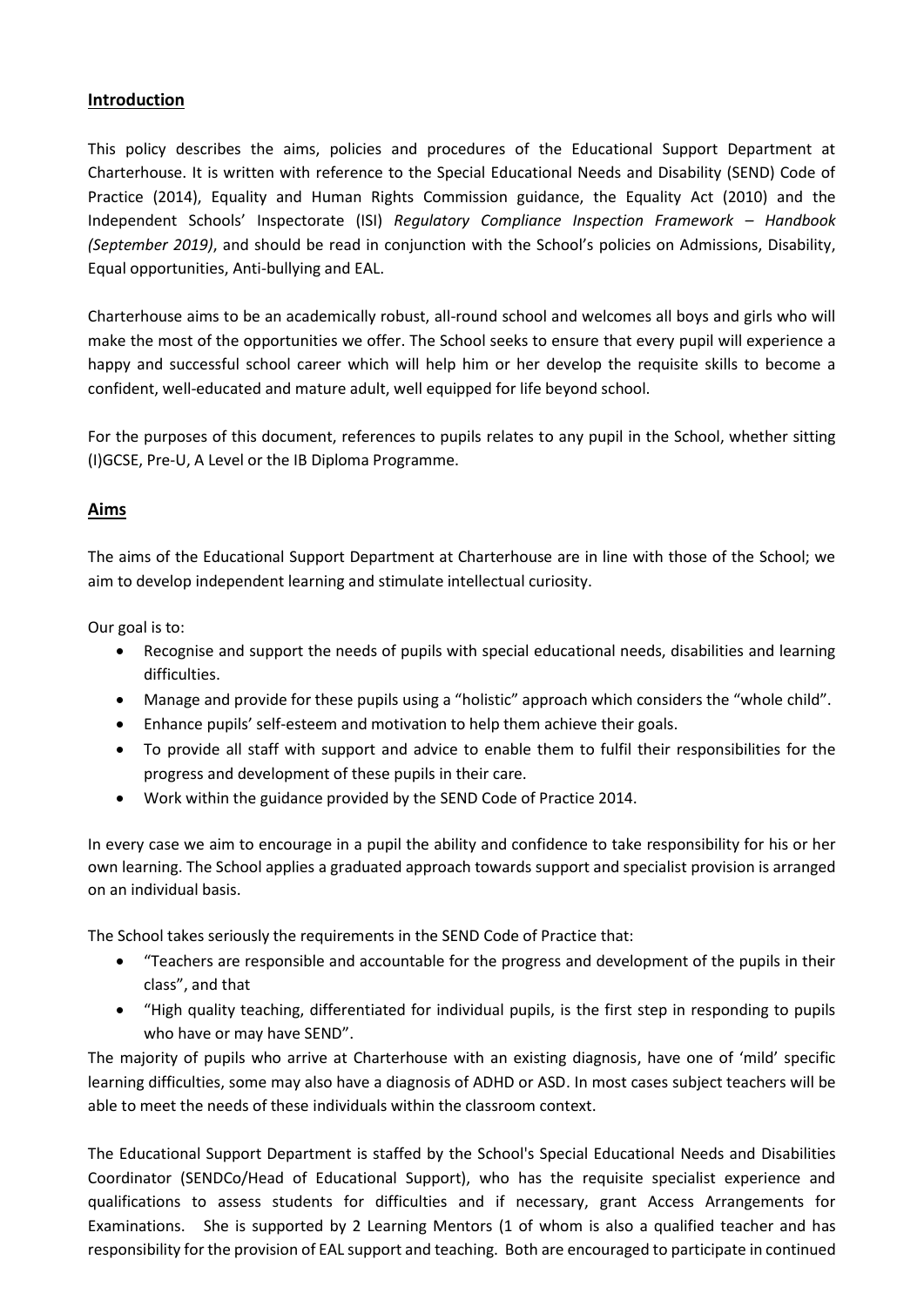## Introduction

This policy describes the aims, policies and procedures of the Educational Support Department at Charterhouse. It is written with reference to the Special Educational Needs and Disability (SEND) Code of Practice (2014), Equality and Human Rights Commission guidance, the Equality Act (2010) and the Independent Schools' Inspectorate (ISI) *Regulatory Compliance Inspection Framework – Handbook (September 2019)*, and should be read in conjunction with the School's policies on Admissions, Disability, Equal opportunities, Anti-bullying and EAL.

Charterhouse aims to be an academically robust, all-round school and welcomes all boys and girls who will make the most of the opportunities we offer. The School seeks to ensure that every pupil will experience a happy and successful school career which will help him or her develop the requisite skills to become a confident, well-educated and mature adult, well equipped for life beyond school.

For the purposes of this document, references to pupils relates to any pupil in the School, whether sitting (I)GCSE, Pre-U, A Level or the IB Diploma Programme.

## Aims

The aims of the Educational Support Department at Charterhouse are in line with those of the School; we aim to develop independent learning and stimulate intellectual curiosity.

Our goal is to:

- Recognise and support the needs of pupils with special educational needs, disabilities and learning difficulties.
- Manage and provide for these pupils using a "holistic" approach which considers the "whole child".
- Enhance pupils' self-esteem and motivation to help them achieve their goals.
- To provide all staff with support and advice to enable them to fulfil their responsibilities for the progress and development of these pupils in their care.
- Work within the guidance provided by the SEND Code of Practice 2014.

In every case we aim to encourage in a pupil the ability and confidence to take responsibility for his or her own learning. The School applies a graduated approach towards support and specialist provision is arranged on an individual basis.

The School takes seriously the requirements in the SEND Code of Practice that:

- "Teachers are responsible and accountable for the progress and development of the pupils in their class", and that
- "High quality teaching, differentiated for individual pupils, is the first step in responding to pupils who have or may have SEND".

The majority of pupils who arrive at Charterhouse with an existing diagnosis, have one of 'mild' specific learning difficulties, some may also have a diagnosis of ADHD or ASD. In most cases subject teachers will be able to meet the needs of these individuals within the classroom context.

The Educational Support Department is staffed by the School's Special Educational Needs and Disabilities Coordinator (SENDCo/Head of Educational Support), who has the requisite specialist experience and qualifications to assess students for difficulties and if necessary, grant Access Arrangements for Examinations. She is supported by 2 Learning Mentors (1 of whom is also a qualified teacher and has responsibility for the provision of EAL support and teaching. Both are encouraged to participate in continued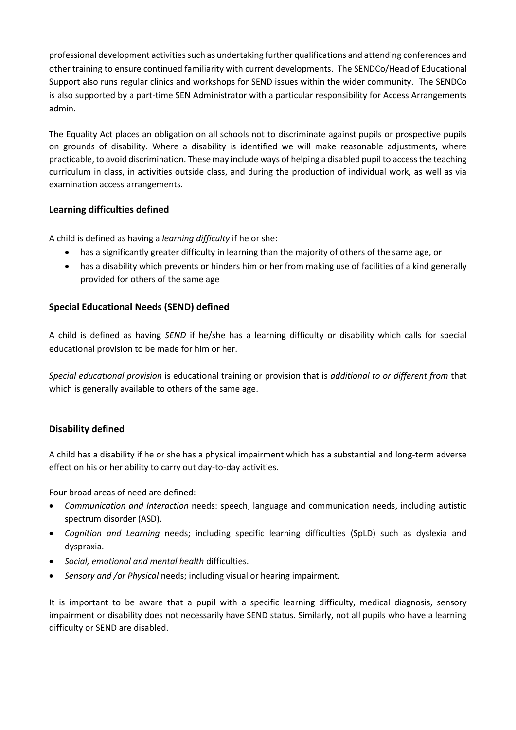professional development activities such as undertaking further qualifications and attending conferences and other training to ensure continued familiarity with current developments. The SENDCo/Head of Educational Support also runs regular clinics and workshops for SEND issues within the wider community. The SENDCo is also supported by a part-time SEN Administrator with a particular responsibility for Access Arrangements admin.

The Equality Act places an obligation on all schools not to discriminate against pupils or prospective pupils on grounds of disability. Where a disability is identified we will make reasonable adjustments, where practicable, to avoid discrimination. These may include ways of helping a disabled pupil to access the teaching curriculum in class, in activities outside class, and during the production of individual work, as well as via examination access arrangements.

### Learning difficulties defined

A child is defined as having a *learning difficulty* if he or she:

- has a significantly greater difficulty in learning than the majority of others of the same age, or
- has a disability which prevents or hinders him or her from making use of facilities of a kind generally provided for others of the same age

### Special Educational Needs (SEND) defined

A child is defined as having *SEND* if he/she has a learning difficulty or disability which calls for special educational provision to be made for him or her.

*Special educational provision* is educational training or provision that is *additional to or different from* that which is generally available to others of the same age.

### Disability defined

A child has a disability if he or she has a physical impairment which has a substantial and long-term adverse effect on his or her ability to carry out day-to-day activities.

Four broad areas of need are defined:

- *Communication and Interaction* needs: speech, language and communication needs, including autistic spectrum disorder (ASD).
- *Cognition and Learning* needs; including specific learning difficulties (SpLD) such as dyslexia and dyspraxia.
- *Social, emotional and mental health* difficulties.
- *Sensory and /or Physical* needs; including visual or hearing impairment.

It is important to be aware that a pupil with a specific learning difficulty, medical diagnosis, sensory impairment or disability does not necessarily have SEND status. Similarly, not all pupils who have a learning difficulty or SEND are disabled.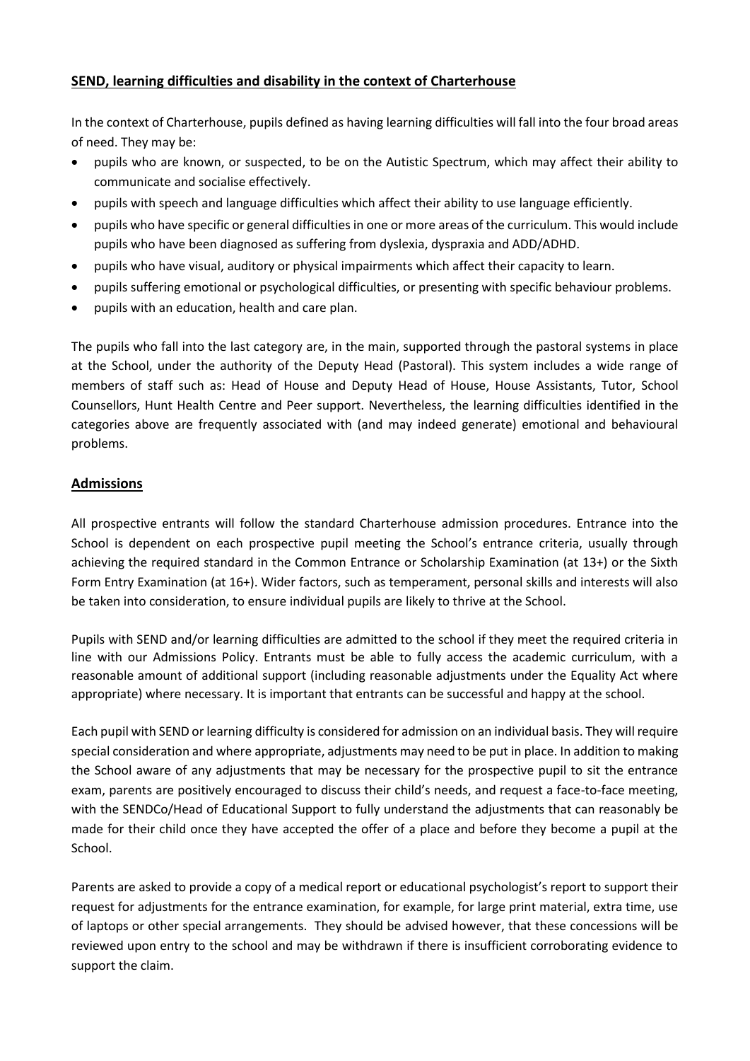## SEND, learning difficulties and disability in the context of Charterhouse

In the context of Charterhouse, pupils defined as having learning difficulties will fall into the four broad areas of need. They may be:

- pupils who are known, or suspected, to be on the Autistic Spectrum, which may affect their ability to communicate and socialise effectively.
- pupils with speech and language difficulties which affect their ability to use language efficiently.
- pupils who have specific or general difficulties in one or more areas of the curriculum. This would include pupils who have been diagnosed as suffering from dyslexia, dyspraxia and ADD/ADHD.
- pupils who have visual, auditory or physical impairments which affect their capacity to learn.
- pupils suffering emotional or psychological difficulties, or presenting with specific behaviour problems.
- pupils with an education, health and care plan.

The pupils who fall into the last category are, in the main, supported through the pastoral systems in place at the School, under the authority of the Deputy Head (Pastoral). This system includes a wide range of members of staff such as: Head of House and Deputy Head of House, House Assistants, Tutor, School Counsellors, Hunt Health Centre and Peer support. Nevertheless, the learning difficulties identified in the categories above are frequently associated with (and may indeed generate) emotional and behavioural problems.

## Admissions

All prospective entrants will follow the standard Charterhouse admission procedures. Entrance into the School is dependent on each prospective pupil meeting the School's entrance criteria, usually through achieving the required standard in the Common Entrance or Scholarship Examination (at 13+) or the Sixth Form Entry Examination (at 16+). Wider factors, such as temperament, personal skills and interests will also be taken into consideration, to ensure individual pupils are likely to thrive at the School.

Pupils with SEND and/or learning difficulties are admitted to the school if they meet the required criteria in line with our Admissions Policy. Entrants must be able to fully access the academic curriculum, with a reasonable amount of additional support (including reasonable adjustments under the Equality Act where appropriate) where necessary. It is important that entrants can be successful and happy at the school.

Each pupil with SEND or learning difficulty is considered for admission on an individual basis. They will require special consideration and where appropriate, adjustments may need to be put in place. In addition to making the School aware of any adjustments that may be necessary for the prospective pupil to sit the entrance exam, parents are positively encouraged to discuss their child's needs, and request a face-to-face meeting, with the SENDCo/Head of Educational Support to fully understand the adjustments that can reasonably be made for their child once they have accepted the offer of a place and before they become a pupil at the School.

Parents are asked to provide a copy of a medical report or educational psychologist's report to support their request for adjustments for the entrance examination, for example, for large print material, extra time, use of laptops or other special arrangements. They should be advised however, that these concessions will be reviewed upon entry to the school and may be withdrawn if there is insufficient corroborating evidence to support the claim.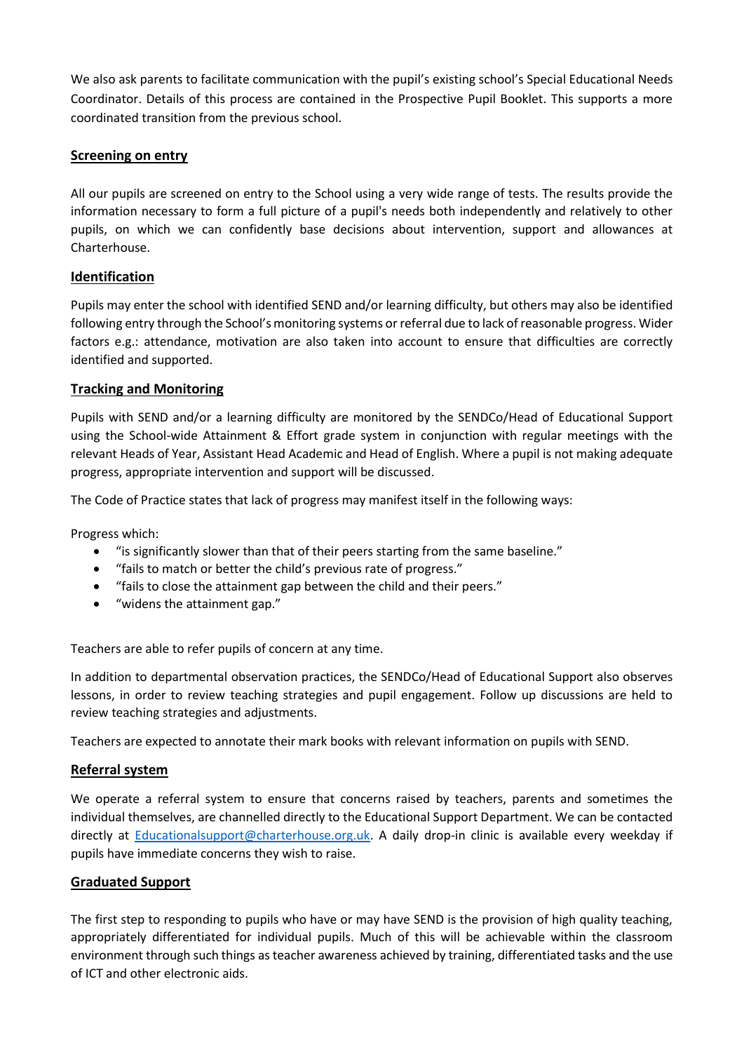We also ask parents to facilitate communication with the pupil's existing school's Special Educational Needs Coordinator. Details of this process are contained in the Prospective Pupil Booklet. This supports a more coordinated transition from the previous school.

## Screening on entry

All our pupils are screened on entry to the School using a very wide range of tests. The results provide the information necessary to form a full picture of a pupil's needs both independently and relatively to other pupils, on which we can confidently base decisions about intervention, support and allowances at Charterhouse.

## Identification

Pupils may enter the school with identified SEND and/or learning difficulty, but others may also be identified following entry through the School's monitoring systems or referral due to lack of reasonable progress. Wider factors e.g.: attendance, motivation are also taken into account to ensure that difficulties are correctly identified and supported.

## Tracking and Monitoring

Pupils with SEND and/or a learning difficulty are monitored by the SENDCo/Head of Educational Support using the School-wide Attainment & Effort grade system in conjunction with regular meetings with the relevant Heads of Year, Assistant Head Academic and Head of English. Where a pupil is not making adequate progress, appropriate intervention and support will be discussed.

The Code of Practice states that lack of progress may manifest itself in the following ways:

Progress which:

- "is significantly slower than that of their peers starting from the same baseline."
- "fails to match or better the child's previous rate of progress."
- "fails to close the attainment gap between the child and their peers."
- "widens the attainment gap."

Teachers are able to refer pupils of concern at any time.

In addition to departmental observation practices, the SENDCo/Head of Educational Support also observes lessons, in order to review teaching strategies and pupil engagement. Follow up discussions are held to review teaching strategies and adjustments.

Teachers are expected to annotate their mark books with relevant information on pupils with SEND.

## Referral system

We operate a referral system to ensure that concerns raised by teachers, parents and sometimes the individual themselves, are channelled directly to the Educational Support Department. We can be contacted directly at Educationalsupport@charterhouse.org.uk. A daily drop-in clinic is available every weekday if pupils have immediate concerns they wish to raise.

## Graduated Support

The first step to responding to pupils who have or may have SEND is the provision of high quality teaching, appropriately differentiated for individual pupils. Much of this will be achievable within the classroom environment through such things as teacher awareness achieved by training, differentiated tasks and the use of ICT and other electronic aids.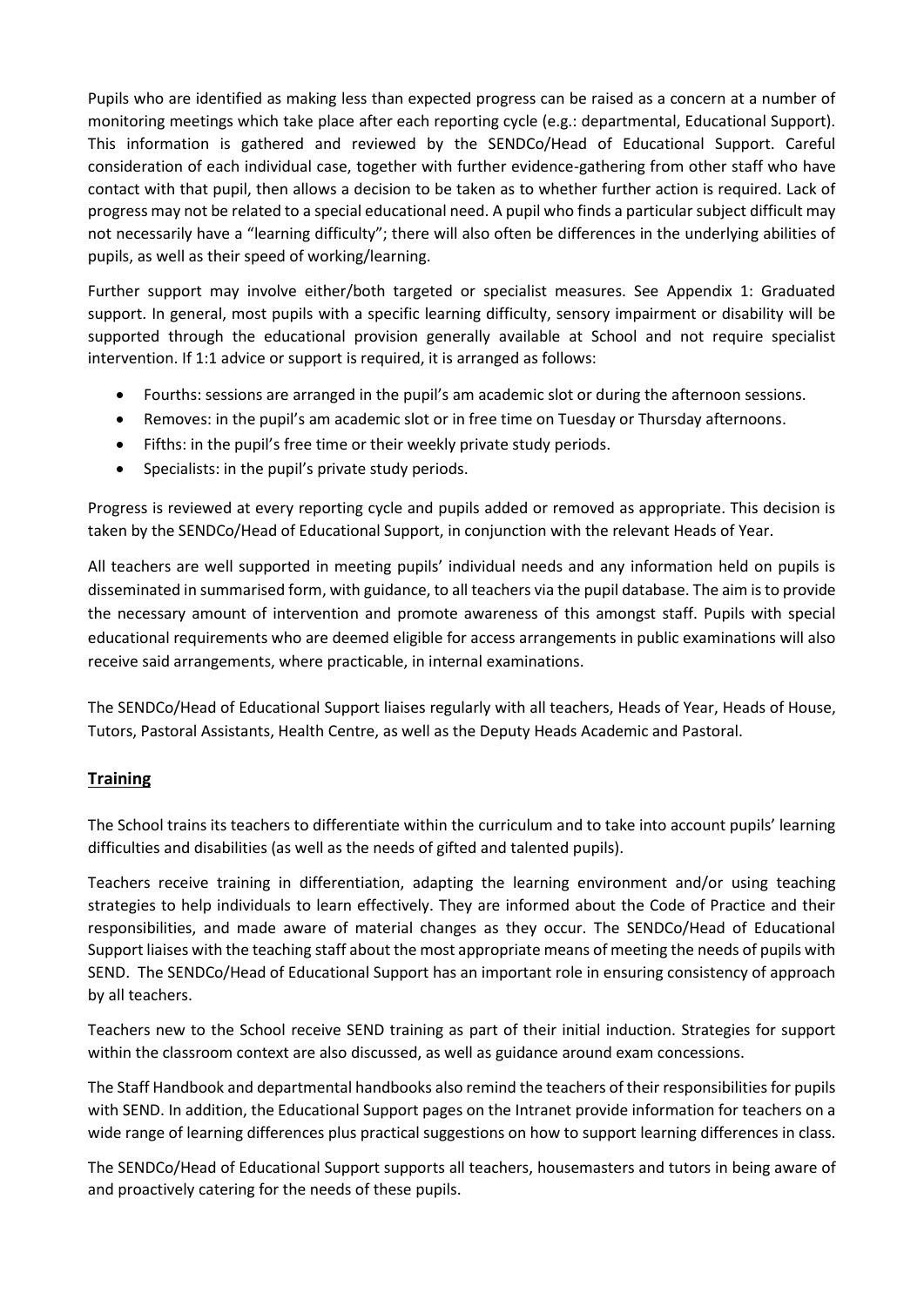Pupils who are identified as making less than expected progress can be raised as a concern at a number of monitoring meetings which take place after each reporting cycle (e.g.: departmental, Educational Support). This information is gathered and reviewed by the SENDCo/Head of Educational Support. Careful consideration of each individual case, together with further evidence-gathering from other staff who have contact with that pupil, then allows a decision to be taken as to whether further action is required. Lack of progress may not be related to a special educational need. A pupil who finds a particular subject difficult may not necessarily have a "learning difficulty"; there will also often be differences in the underlying abilities of pupils, as well as their speed of working/learning.

Further support may involve either/both targeted or specialist measures. See Appendix 1: Graduated support. In general, most pupils with a specific learning difficulty, sensory impairment or disability will be supported through the educational provision generally available at School and not require specialist intervention. If 1:1 advice or support is required, it is arranged as follows:

- Fourths: sessions are arranged in the pupil's am academic slot or during the afternoon sessions.
- Removes: in the pupil's am academic slot or in free time on Tuesday or Thursday afternoons.
- Fifths: in the pupil's free time or their weekly private study periods.
- Specialists: in the pupil's private study periods.

Progress is reviewed at every reporting cycle and pupils added or removed as appropriate. This decision is taken by the SENDCo/Head of Educational Support, in conjunction with the relevant Heads of Year.

All teachers are well supported in meeting pupils' individual needs and any information held on pupils is disseminated in summarised form, with guidance, to all teachers via the pupil database. The aim is to provide the necessary amount of intervention and promote awareness of this amongst staff. Pupils with special educational requirements who are deemed eligible for access arrangements in public examinations will also receive said arrangements, where practicable, in internal examinations.

The SENDCo/Head of Educational Support liaises regularly with all teachers, Heads of Year, Heads of House, Tutors, Pastoral Assistants, Health Centre, as well as the Deputy Heads Academic and Pastoral.

## Training

The School trains its teachers to differentiate within the curriculum and to take into account pupils' learning difficulties and disabilities (as well as the needs of gifted and talented pupils).

Teachers receive training in differentiation, adapting the learning environment and/or using teaching strategies to help individuals to learn effectively. They are informed about the Code of Practice and their responsibilities, and made aware of material changes as they occur. The SENDCo/Head of Educational Support liaises with the teaching staff about the most appropriate means of meeting the needs of pupils with SEND. The SENDCo/Head of Educational Support has an important role in ensuring consistency of approach by all teachers.

Teachers new to the School receive SEND training as part of their initial induction. Strategies for support within the classroom context are also discussed, as well as guidance around exam concessions.

The Staff Handbook and departmental handbooks also remind the teachers of their responsibilities for pupils with SEND. In addition, the Educational Support pages on the Intranet provide information for teachers on a wide range of learning differences plus practical suggestions on how to support learning differences in class.

The SENDCo/Head of Educational Support supports all teachers, housemasters and tutors in being aware of and proactively catering for the needs of these pupils.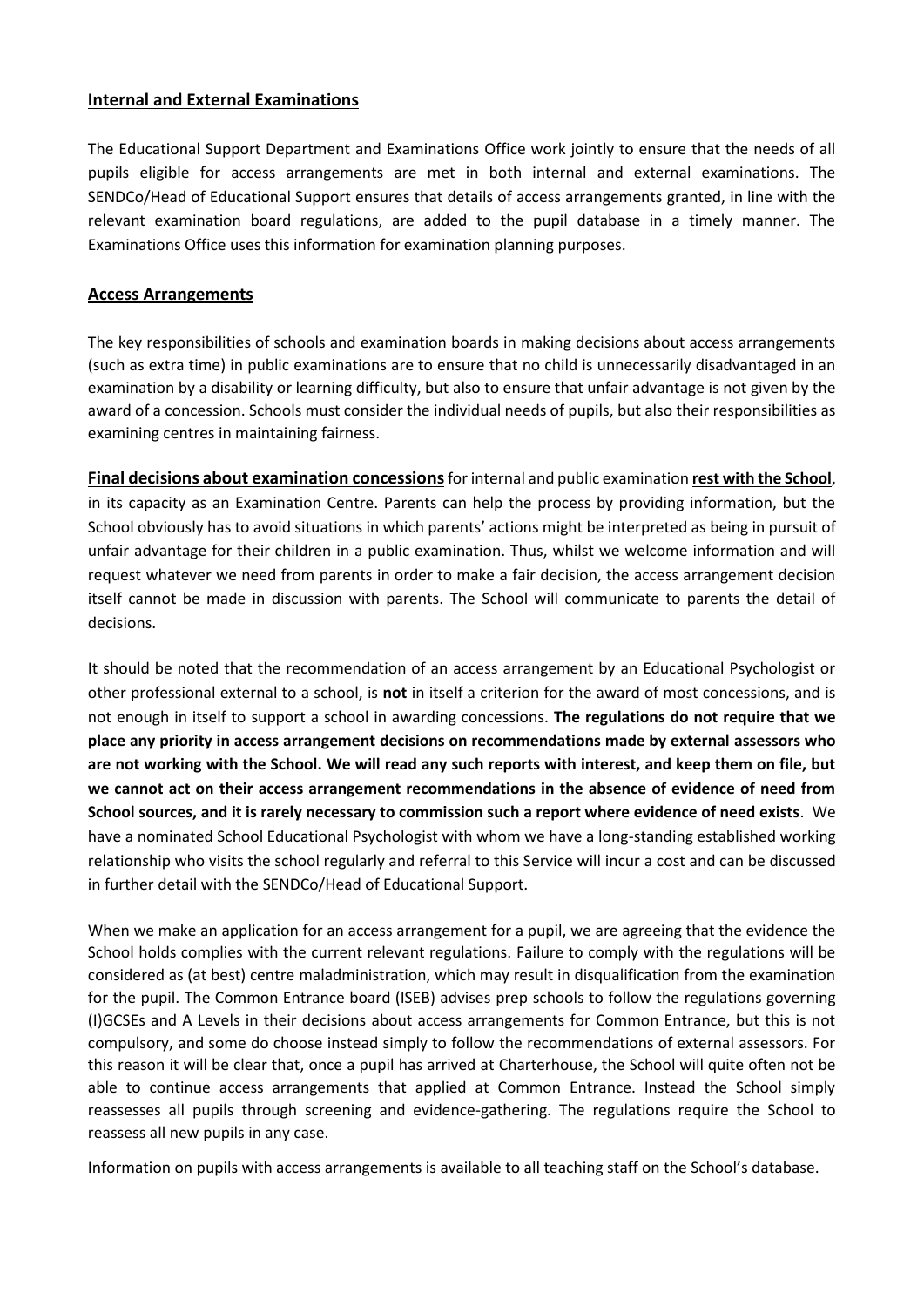## Internal and External Examinations

The Educational Support Department and Examinations Office work jointly to ensure that the needs of all pupils eligible for access arrangements are met in both internal and external examinations. The SENDCo/Head of Educational Support ensures that details of access arrangements granted, in line with the relevant examination board regulations, are added to the pupil database in a timely manner. The Examinations Office uses this information for examination planning purposes.

## Access Arrangements

The key responsibilities of schools and examination boards in making decisions about access arrangements (such as extra time) in public examinations are to ensure that no child is unnecessarily disadvantaged in an examination by a disability or learning difficulty, but also to ensure that unfair advantage is not given by the award of a concession. Schools must consider the individual needs of pupils, but also their responsibilities as examining centres in maintaining fairness.

**Final decisions about examination concessions** for internal and public examination **rest with the School**, in its capacity as an Examination Centre. Parents can help the process by providing information, but the School obviously has to avoid situations in which parents' actions might be interpreted as being in pursuit of unfair advantage for their children in a public examination. Thus, whilst we welcome information and will request whatever we need from parents in order to make a fair decision, the access arrangement decision itself cannot be made in discussion with parents. The School will communicate to parents the detail of decisions.

It should be noted that the recommendation of an access arrangement by an Educational Psychologist or other professional external to a school, is **not** in itself a criterion for the award of most concessions, and is not enough in itself to support a school in awarding concessions. **The regulations do not require that we place any priority in access arrangement decisions on recommendations made by external assessors who are not working with the School. We will read any such reports with interest, and keep them on file, but we cannot act on their access arrangement recommendations in the absence of evidence of need from School sources, and it is rarely necessary to commission such a report where evidence of need exists**. We have a nominated School Educational Psychologist with whom we have a long-standing established working relationship who visits the school regularly and referral to this Service will incur a cost and can be discussed in further detail with the SENDCo/Head of Educational Support.

When we make an application for an access arrangement for a pupil, we are agreeing that the evidence the School holds complies with the current relevant regulations. Failure to comply with the regulations will be considered as (at best) centre maladministration, which may result in disqualification from the examination for the pupil. The Common Entrance board (ISEB) advises prep schools to follow the regulations governing (I)GCSEs and A Levels in their decisions about access arrangements for Common Entrance, but this is not compulsory, and some do choose instead simply to follow the recommendations of external assessors. For this reason it will be clear that, once a pupil has arrived at Charterhouse, the School will quite often not be able to continue access arrangements that applied at Common Entrance. Instead the School simply reassesses all pupils through screening and evidence-gathering. The regulations require the School to reassess all new pupils in any case.

Information on pupils with access arrangements is available to all teaching staff on the School's database.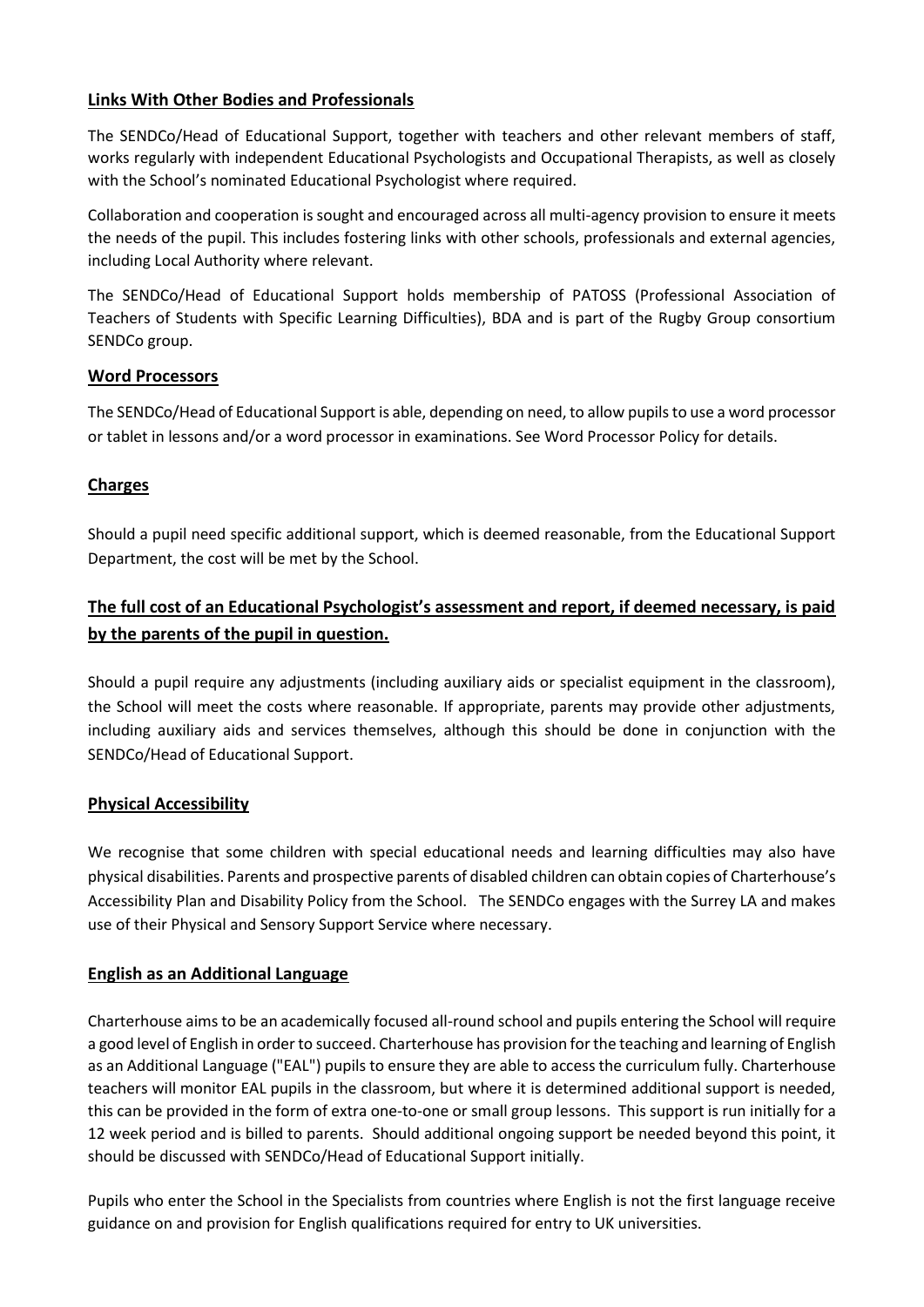## Links With Other Bodies and Professionals

The SENDCo/Head of Educational Support, together with teachers and other relevant members of staff, works regularly with independent Educational Psychologists and Occupational Therapists, as well as closely with the School's nominated Educational Psychologist where required.

Collaboration and cooperation is sought and encouraged across all multi-agency provision to ensure it meets the needs of the pupil. This includes fostering links with other schools, professionals and external agencies, including Local Authority where relevant.

The SENDCo/Head of Educational Support holds membership of PATOSS (Professional Association of Teachers of Students with Specific Learning Difficulties), BDA and is part of the Rugby Group consortium SENDCo group.

## Word Processors

The SENDCo/Head of Educational Support is able, depending on need, to allow pupils to use a word processor or tablet in lessons and/or a word processor in examinations. See Word Processor Policy for details.

## Charges

Should a pupil need specific additional support, which is deemed reasonable, from the Educational Support Department, the cost will be met by the School.

**The full cost of an Educational Psychologist's assessment and report, if deemed necessary, is paid by the parents of the pupil in question.**

Should a pupil require any adjustments (including auxiliary aids or specialist equipment in the classroom), the School will meet the costs where reasonable. If appropriate, parents may provide other adjustments, including auxiliary aids and services themselves, although this should be done in conjunction with the SENDCo/Head of Educational Support.

## Physical Accessibility

We recognise that some children with special educational needs and learning difficulties may also have physical disabilities. Parents and prospective parents of disabled children can obtain copies of Charterhouse's Accessibility Plan and Disability Policy from the School. The SENDCo engages with the Surrey LA and makes use of their Physical and Sensory Support Service where necessary.

## English as an Additional Language

Charterhouse aims to be an academically focused all-round school and pupils entering the School will require a good level of English in order to succeed. Charterhouse has provision for the teaching and learning of English as an Additional Language ("EAL") pupils to ensure they are able to access the curriculum fully. Charterhouse teachers will monitor EAL pupils in the classroom, but where it is determined additional support is needed, this can be provided in the form of extra one-to-one or small group lessons. This support is run initially for a 12 week period and is billed to parents. Should additional ongoing support be needed beyond this point, it should be discussed with SENDCo/Head of Educational Support initially.

Pupils who enter the School in the Specialists from countries where English is not the first language receive guidance on and provision for English qualifications required for entry to UK universities.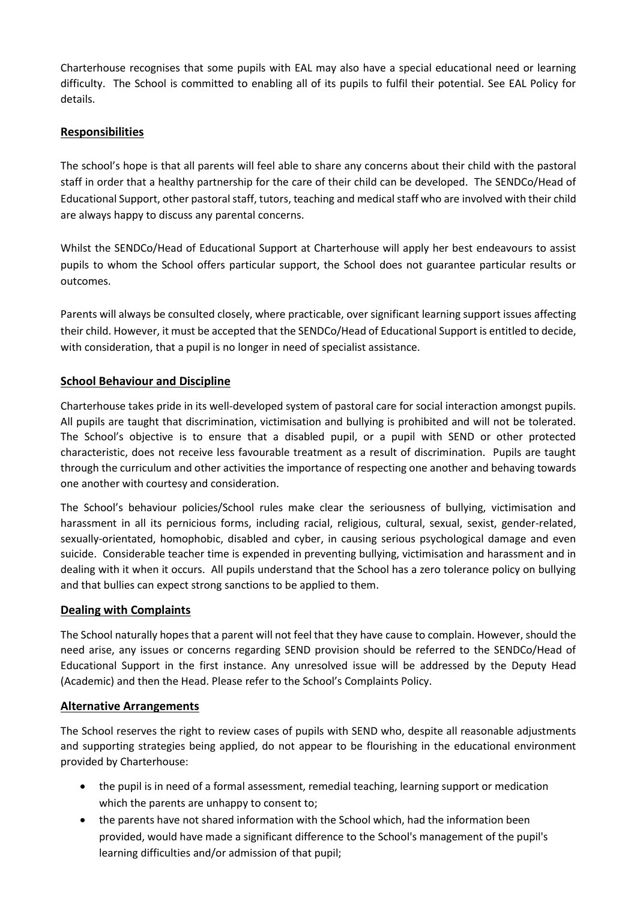Charterhouse recognises that some pupils with EAL may also have a special educational need or learning difficulty. The School is committed to enabling all of its pupils to fulfil their potential. See EAL Policy for details.

## Responsibilities

The school's hope is that all parents will feel able to share any concerns about their child with the pastoral staff in order that a healthy partnership for the care of their child can be developed. The SENDCo/Head of Educational Support, other pastoral staff, tutors, teaching and medical staff who are involved with their child are always happy to discuss any parental concerns.

Whilst the SENDCo/Head of Educational Support at Charterhouse will apply her best endeavours to assist pupils to whom the School offers particular support, the School does not guarantee particular results or outcomes.

Parents will always be consulted closely, where practicable, over significant learning support issues affecting their child. However, it must be accepted that the SENDCo/Head of Educational Support is entitled to decide, with consideration, that a pupil is no longer in need of specialist assistance.

## School Behaviour and Discipline

Charterhouse takes pride in its well-developed system of pastoral care for social interaction amongst pupils. All pupils are taught that discrimination, victimisation and bullying is prohibited and will not be tolerated. The School's objective is to ensure that a disabled pupil, or a pupil with SEND or other protected characteristic, does not receive less favourable treatment as a result of discrimination. Pupils are taught through the curriculum and other activities the importance of respecting one another and behaving towards one another with courtesy and consideration.

The School's behaviour policies/School rules make clear the seriousness of bullying, victimisation and harassment in all its pernicious forms, including racial, religious, cultural, sexual, sexist, gender-related, sexually-orientated, homophobic, disabled and cyber, in causing serious psychological damage and even suicide. Considerable teacher time is expended in preventing bullying, victimisation and harassment and in dealing with it when it occurs. All pupils understand that the School has a zero tolerance policy on bullying and that bullies can expect strong sanctions to be applied to them.

## Dealing with Complaints

The School naturally hopes that a parent will not feel that they have cause to complain. However, should the need arise, any issues or concerns regarding SEND provision should be referred to the SENDCo/Head of Educational Support in the first instance. Any unresolved issue will be addressed by the Deputy Head (Academic) and then the Head. Please refer to the School's Complaints Policy.

## Alternative Arrangements

The School reserves the right to review cases of pupils with SEND who, despite all reasonable adjustments and supporting strategies being applied, do not appear to be flourishing in the educational environment provided by Charterhouse:

- the pupil is in need of a formal assessment, remedial teaching, learning support or medication which the parents are unhappy to consent to;
- the parents have not shared information with the School which, had the information been provided, would have made a significant difference to the School's management of the pupil's learning difficulties and/or admission of that pupil;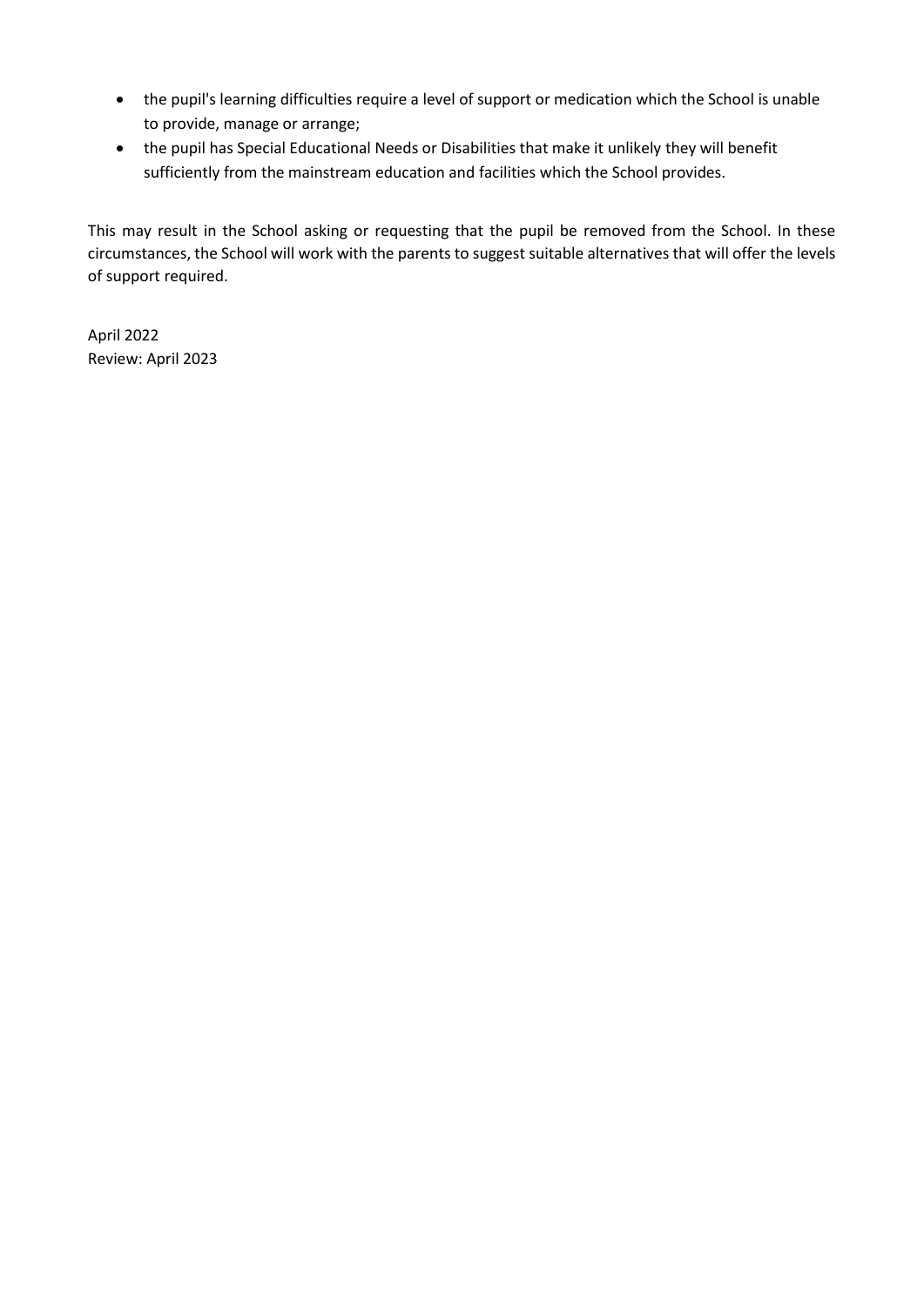- the pupil's learning difficulties require a level of support or medication which the School is unable to provide, manage or arrange;
- the pupil has Special Educational Needs or Disabilities that make it unlikely they will benefit sufficiently from the mainstream education and facilities which the School provides.

This may result in the School asking or requesting that the pupil be removed from the School. In these circumstances, the School will work with the parents to suggest suitable alternatives that will offer the levels of support required.

April 2022
Review: April 2023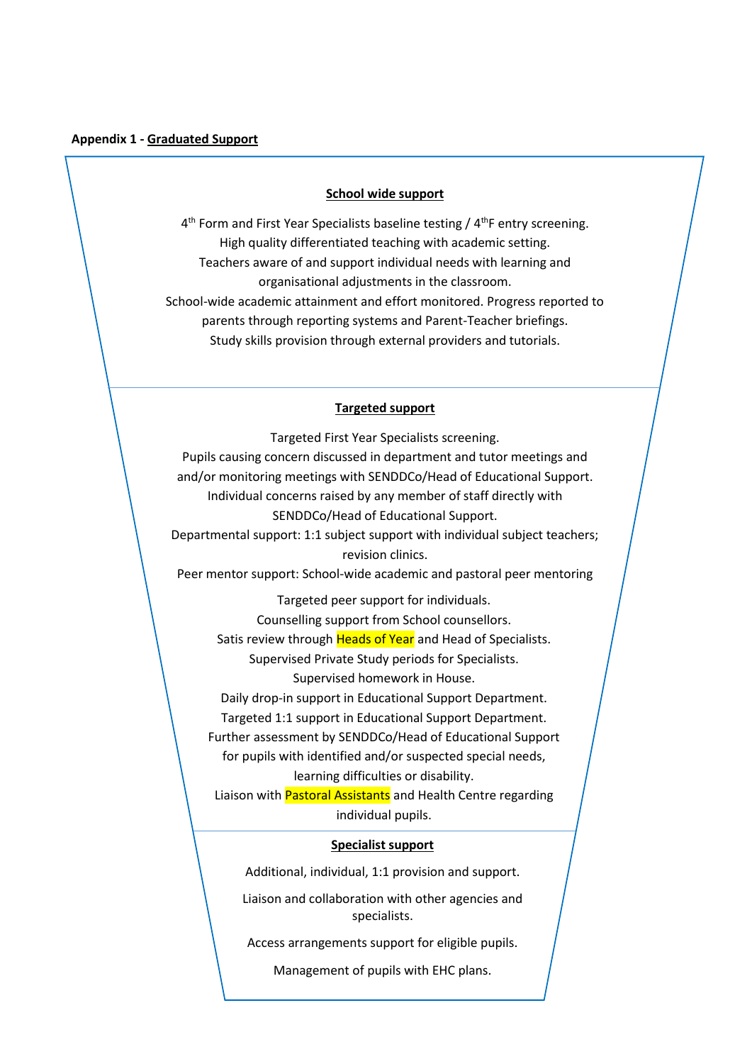**Appendix 1 - Graduated Support**

**School wide support**

4th Form and First Year Specialists baseline testing / 4thF entry screening.
High quality differentiated teaching with academic setting.
Teachers aware of and support individual needs with learning and organisational adjustments in the classroom.
School-wide academic attainment and effort monitored. Progress reported to parents through reporting systems and Parent-Teacher briefings.
Study skills provision through external providers and tutorials.

**Targeted support**

Targeted First Year Specialists screening.
Pupils causing concern discussed in department and tutor meetings and and/or monitoring meetings with SENDDCo/Head of Educational Support.
Individual concerns raised by any member of staff directly with SENDDCo/Head of Educational Support.
Departmental support: 1:1 subject support with individual subject teachers; revision clinics.
Peer mentor support: School-wide academic and pastoral peer mentoring

Targeted peer support for individuals.
Counselling support from School counsellors.
Satis review through Heads of Year and Head of Specialists.
Supervised Private Study periods for Specialists.
Supervised homework in House.
Daily drop-in support in Educational Support Department.
Targeted 1:1 support in Educational Support Department.
Further assessment by SENDDCo/Head of Educational Support for pupils with identified and/or suspected special needs, learning difficulties or disability.
Liaison with Pastoral Assistants and Health Centre regarding individual pupils.

**Specialist support**

Additional, individual, 1:1 provision and support.

Liaison and collaboration with other agencies and specialists.

Access arrangements support for eligible pupils.

Management of pupils with EHC plans.